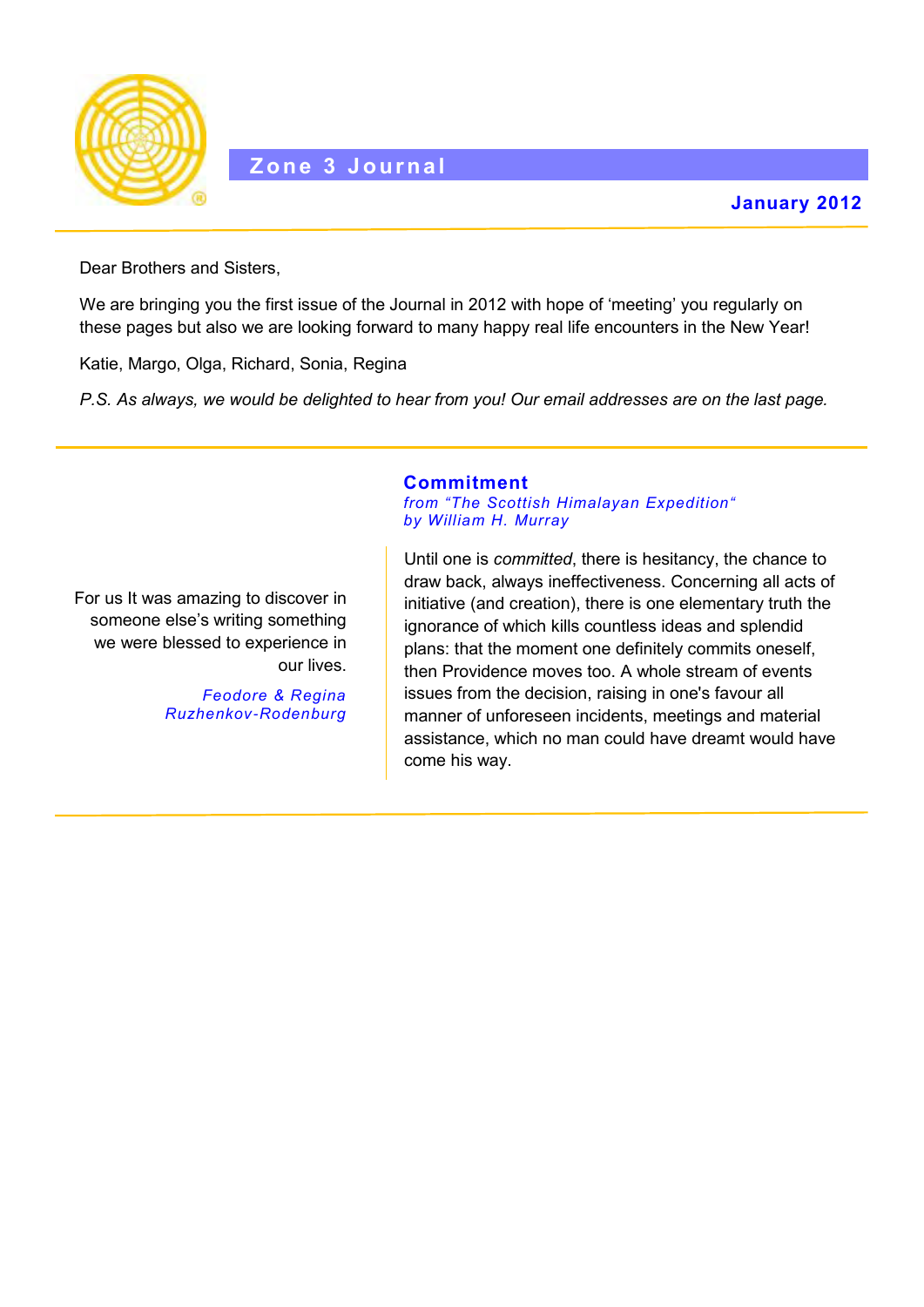# Zone 3 Journal

**January 2012**

---

Dear Brothers and Sisters,

We are bringing you the first issue of the Journal in 2012 with hope of 'meeting' you regularly on these pages but also we are looking forward to many happy real life encounters in the New Year!

Katie, Margo, Olga, Richard, Sonia, Regina

*P.S. As always, we would be delighted to hear from you! Our email addresses are on the last page.*

---

## Commitment

*from "The Scottish Himalayan Expedition"*
*by William H. Murray*

Until one is *committed*, there is hesitancy, the chance to draw back, always ineffectiveness. Concerning all acts of initiative (and creation), there is one elementary truth the ignorance of which kills countless ideas and splendid plans: that the moment one definitely commits oneself, then Providence moves too. A whole stream of events issues from the decision, raising in one's favour all manner of unforeseen incidents, meetings and material assistance, which no man could have dreamt would have come his way.

For us It was amazing to discover in someone else's writing something we were blessed to experience in our lives.

*Feodore & Regina Ruzhenkov-Rodenburg*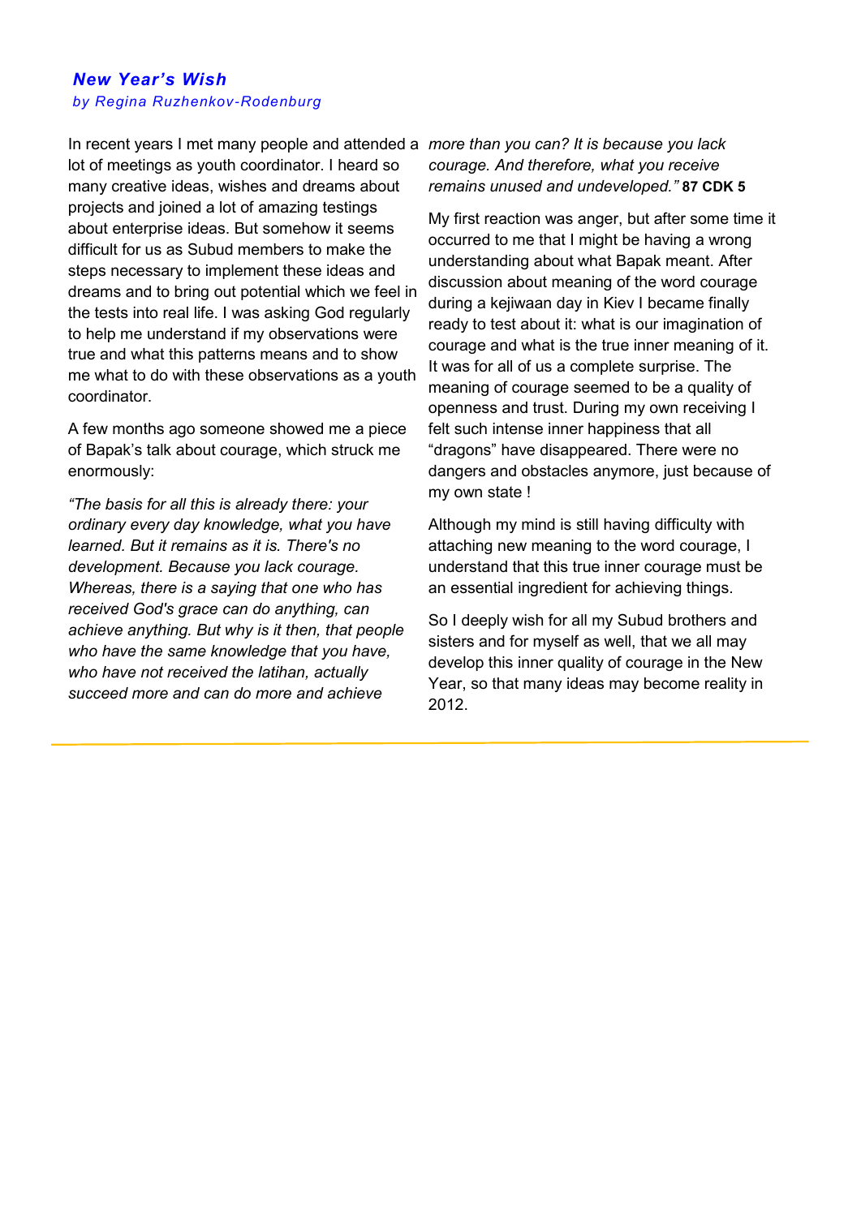## *New Year's Wish*

*by Regina Ruzhenkov-Rodenburg*

In recent years I met many people and attended a lot of meetings as youth coordinator. I heard so many creative ideas, wishes and dreams about projects and joined a lot of amazing testings about enterprise ideas. But somehow it seems difficult for us as Subud members to make the steps necessary to implement these ideas and dreams and to bring out potential which we feel in the tests into real life. I was asking God regularly to help me understand if my observations were true and what this patterns means and to show me what to do with these observations as a youth coordinator.

A few months ago someone showed me a piece of Bapak's talk about courage, which struck me enormously:

*"The basis for all this is already there: your ordinary every day knowledge, what you have learned. But it remains as it is. There's no development. Because you lack courage. Whereas, there is a saying that one who has received God's grace can do anything, can achieve anything. But why is it then, that people who have the same knowledge that you have, who have not received the latihan, actually succeed more and can do more and achieve more than you can? It is because you lack courage. And therefore, what you receive remains unused and undeveloped."* **87 CDK 5**

My first reaction was anger, but after some time it occurred to me that I might be having a wrong understanding about what Bapak meant. After discussion about meaning of the word courage during a kejiwaan day in Kiev I became finally ready to test about it: what is our imagination of courage and what is the true inner meaning of it. It was for all of us a complete surprise. The meaning of courage seemed to be a quality of openness and trust. During my own receiving I felt such intense inner happiness that all "dragons" have disappeared. There were no dangers and obstacles anymore, just because of my own state !

Although my mind is still having difficulty with attaching new meaning to the word courage, I understand that this true inner courage must be an essential ingredient for achieving things.

So I deeply wish for all my Subud brothers and sisters and for myself as well, that we all may develop this inner quality of courage in the New Year, so that many ideas may become reality in 2012.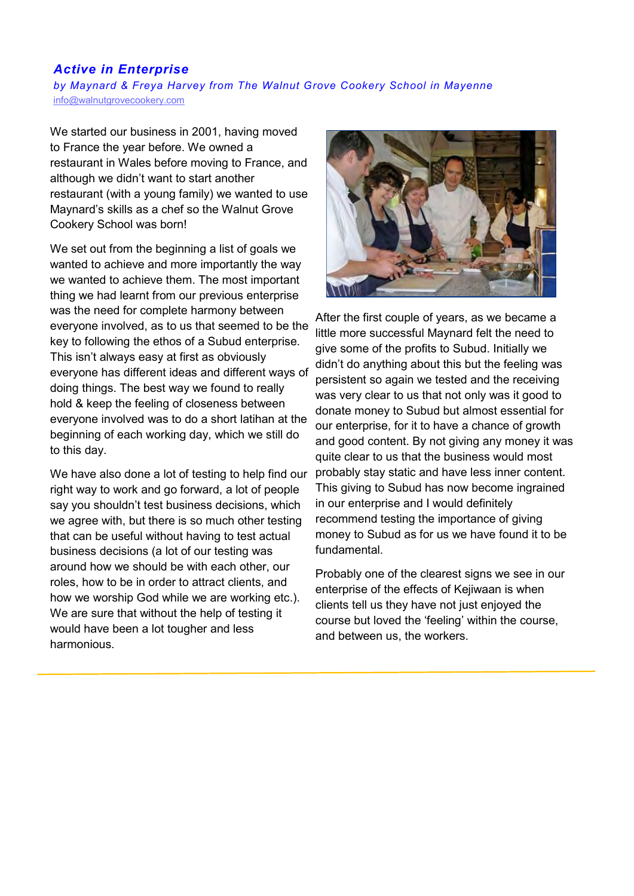## *Active in Enterprise*

*by Maynard & Freya Harvey from The Walnut Grove Cookery School in Mayenne*

info@walnutgrovecookery.com

We started our business in 2001, having moved to France the year before. We owned a restaurant in Wales before moving to France, and although we didn't want to start another restaurant (with a young family) we wanted to use Maynard's skills as a chef so the Walnut Grove Cookery School was born!

We set out from the beginning a list of goals we wanted to achieve and more importantly the way we wanted to achieve them. The most important thing we had learnt from our previous enterprise was the need for complete harmony between everyone involved, as to us that seemed to be the key to following the ethos of a Subud enterprise. This isn't always easy at first as obviously everyone has different ideas and different ways of doing things. The best way we found to really hold & keep the feeling of closeness between everyone involved was to do a short latihan at the beginning of each working day, which we still do to this day.

We have also done a lot of testing to help find our right way to work and go forward, a lot of people say you shouldn't test business decisions, which we agree with, but there is so much other testing that can be useful without having to test actual business decisions (a lot of our testing was around how we should be with each other, our roles, how to be in order to attract clients, and how we worship God while we are working etc.). We are sure that without the help of testing it would have been a lot tougher and less harmonious.

After the first couple of years, as we became a little more successful Maynard felt the need to give some of the profits to Subud. Initially we didn't do anything about this but the feeling was persistent so again we tested and the receiving was very clear to us that not only was it good to donate money to Subud but almost essential for our enterprise, for it to have a chance of growth and good content. By not giving any money it was quite clear to us that the business would most probably stay static and have less inner content. This giving to Subud has now become ingrained in our enterprise and I would definitely recommend testing the importance of giving money to Subud as for us we have found it to be fundamental.

Probably one of the clearest signs we see in our enterprise of the effects of Kejiwaan is when clients tell us they have not just enjoyed the course but loved the 'feeling' within the course, and between us, the workers.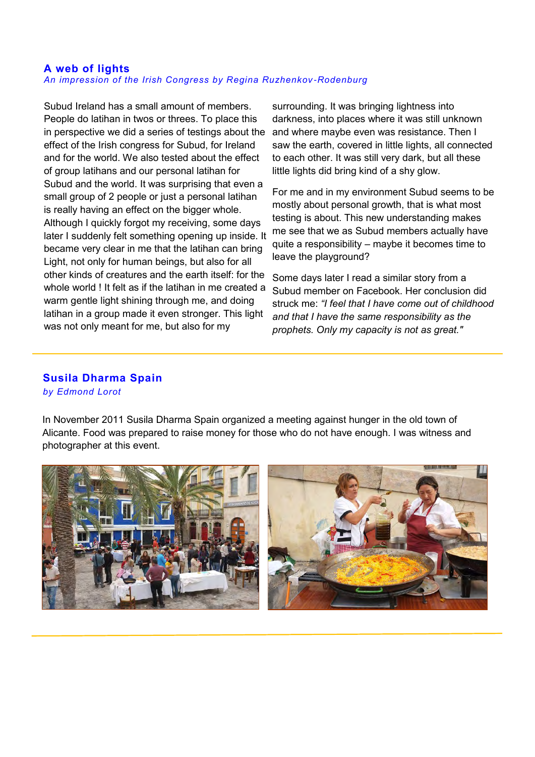## A web of lights

*An impression of the Irish Congress by Regina Ruzhenkov-Rodenburg*

Subud Ireland has a small amount of members. People do latihan in twos or threes. To place this in perspective we did a series of testings about the effect of the Irish congress for Subud, for Ireland and for the world. We also tested about the effect of group latihans and our personal latihan for Subud and the world. It was surprising that even a small group of 2 people or just a personal latihan is really having an effect on the bigger whole. Although I quickly forgot my receiving, some days later I suddenly felt something opening up inside. It became very clear in me that the latihan can bring Light, not only for human beings, but also for all other kinds of creatures and the earth itself: for the whole world ! It felt as if the latihan in me created a warm gentle light shining through me, and doing latihan in a group made it even stronger. This light was not only meant for me, but also for my surrounding. It was bringing lightness into darkness, into places where it was still unknown and where maybe even was resistance. Then I saw the earth, covered in little lights, all connected to each other. It was still very dark, but all these little lights did bring kind of a shy glow.

For me and in my environment Subud seems to be mostly about personal growth, that is what most testing is about. This new understanding makes me see that we as Subud members actually have quite a responsibility – maybe it becomes time to leave the playground?

Some days later I read a similar story from a Subud member on Facebook. Her conclusion did struck me: *"I feel that I have come out of childhood and that I have the same responsibility as the prophets. Only my capacity is not as great."*

## Susila Dharma Spain

*by Edmond Lorot*

In November 2011 Susila Dharma Spain organized a meeting against hunger in the old town of Alicante. Food was prepared to raise money for those who do not have enough. I was witness and photographer at this event.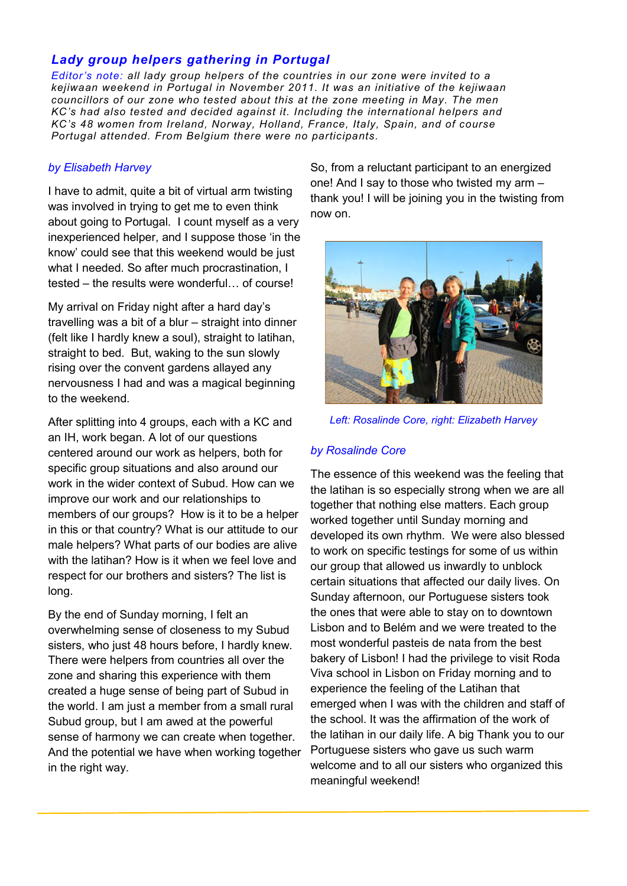## *Lady group helpers gathering in Portugal*

*Editor's note: all lady group helpers of the countries in our zone were invited to a kejiwaan weekend in Portugal in November 2011. It was an initiative of the kejiwaan councillors of our zone who tested about this at the zone meeting in May. The men KC's had also tested and decided against it. Including the international helpers and KC's 48 women from Ireland, Norway, Holland, France, Italy, Spain, and of course Portugal attended. From Belgium there were no participants.*

*by Elisabeth Harvey*

I have to admit, quite a bit of virtual arm twisting was involved in trying to get me to even think about going to Portugal. I count myself as a very inexperienced helper, and I suppose those 'in the know' could see that this weekend would be just what I needed. So after much procrastination, I tested – the results were wonderful… of course!

My arrival on Friday night after a hard day's travelling was a bit of a blur – straight into dinner (felt like I hardly knew a soul), straight to latihan, straight to bed. But, waking to the sun slowly rising over the convent gardens allayed any nervousness I had and was a magical beginning to the weekend.

After splitting into 4 groups, each with a KC and an IH, work began. A lot of our questions centered around our work as helpers, both for specific group situations and also around our work in the wider context of Subud. How can we improve our work and our relationships to members of our groups? How is it to be a helper in this or that country? What is our attitude to our male helpers? What parts of our bodies are alive with the latihan? How is it when we feel love and respect for our brothers and sisters? The list is long.

By the end of Sunday morning, I felt an overwhelming sense of closeness to my Subud sisters, who just 48 hours before, I hardly knew. There were helpers from countries all over the zone and sharing this experience with them created a huge sense of being part of Subud in the world. I am just a member from a small rural Subud group, but I am awed at the powerful sense of harmony we can create when together. And the potential we have when working together in the right way.

So, from a reluctant participant to an energized one! And I say to those who twisted my arm – thank you! I will be joining you in the twisting from now on.

*Left: Rosalinde Core, right: Elizabeth Harvey*

*by Rosalinde Core*

The essence of this weekend was the feeling that the latihan is so especially strong when we are all together that nothing else matters. Each group worked together until Sunday morning and developed its own rhythm. We were also blessed to work on specific testings for some of us within our group that allowed us inwardly to unblock certain situations that affected our daily lives. On Sunday afternoon, our Portuguese sisters took the ones that were able to stay on to downtown Lisbon and to Belém and we were treated to the most wonderful pasteis de nata from the best bakery of Lisbon! I had the privilege to visit Roda Viva school in Lisbon on Friday morning and to experience the feeling of the Latihan that emerged when I was with the children and staff of the school. It was the affirmation of the work of the latihan in our daily life. A big Thank you to our Portuguese sisters who gave us such warm welcome and to all our sisters who organized this meaningful weekend!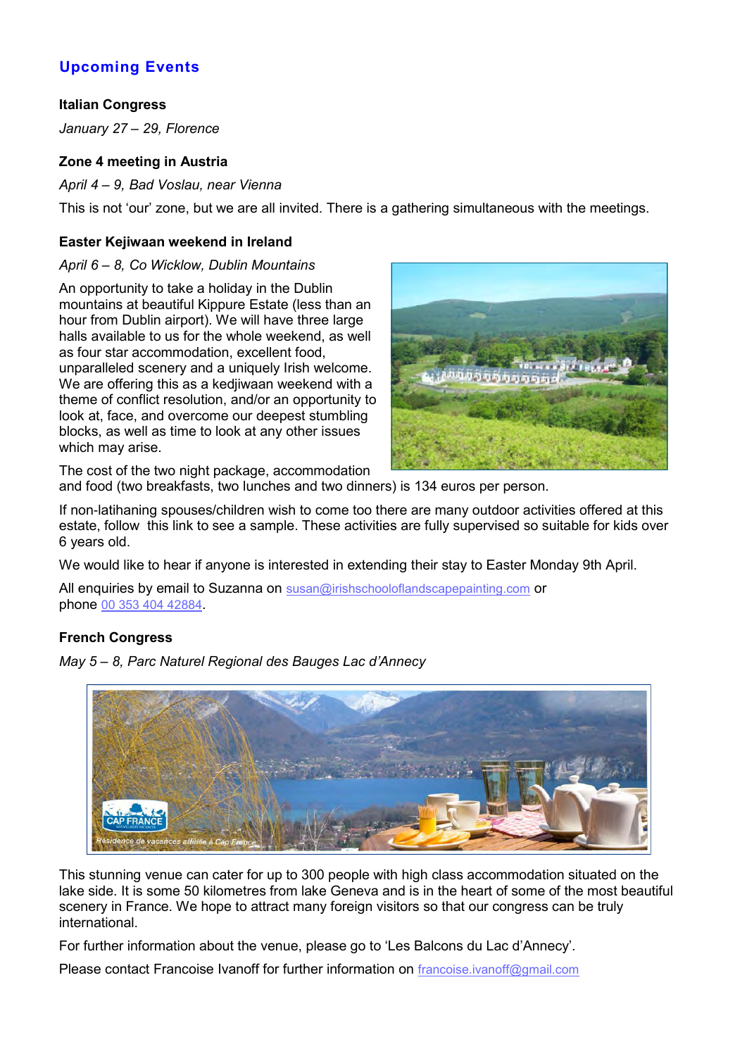## Upcoming Events

**Italian Congress**

*January 27 – 29, Florence*

**Zone 4 meeting in Austria**

*April 4 – 9, Bad Voslau, near Vienna*

This is not 'our' zone, but we are all invited. There is a gathering simultaneous with the meetings.

**Easter Kejiwaan weekend in Ireland**

*April 6 – 8, Co Wicklow, Dublin Mountains*

An opportunity to take a holiday in the Dublin mountains at beautiful Kippure Estate (less than an hour from Dublin airport). We will have three large halls available to us for the whole weekend, as well as four star accommodation, excellent food, unparalleled scenery and a uniquely Irish welcome. We are offering this as a kedjiwaan weekend with a theme of conflict resolution, and/or an opportunity to look at, face, and overcome our deepest stumbling blocks, as well as time to look at any other issues which may arise.

The cost of the two night package, accommodation and food (two breakfasts, two lunches and two dinners) is 134 euros per person.

If non-latihaning spouses/children wish to come too there are many outdoor activities offered at this estate, follow this link to see a sample. These activities are fully supervised so suitable for kids over 6 years old.

We would like to hear if anyone is interested in extending their stay to Easter Monday 9th April.

All enquiries by email to Suzanna on susan@irishschooloflandscapepainting.com or phone 00 353 404 42884.

**French Congress**

*May 5 – 8, Parc Naturel Regional des Bauges Lac d'Annecy*

This stunning venue can cater for up to 300 people with high class accommodation situated on the lake side. It is some 50 kilometres from lake Geneva and is in the heart of some of the most beautiful scenery in France. We hope to attract many foreign visitors so that our congress can be truly international.

For further information about the venue, please go to 'Les Balcons du Lac d'Annecy'.

Please contact Francoise Ivanoff for further information on francoise.ivanoff@gmail.com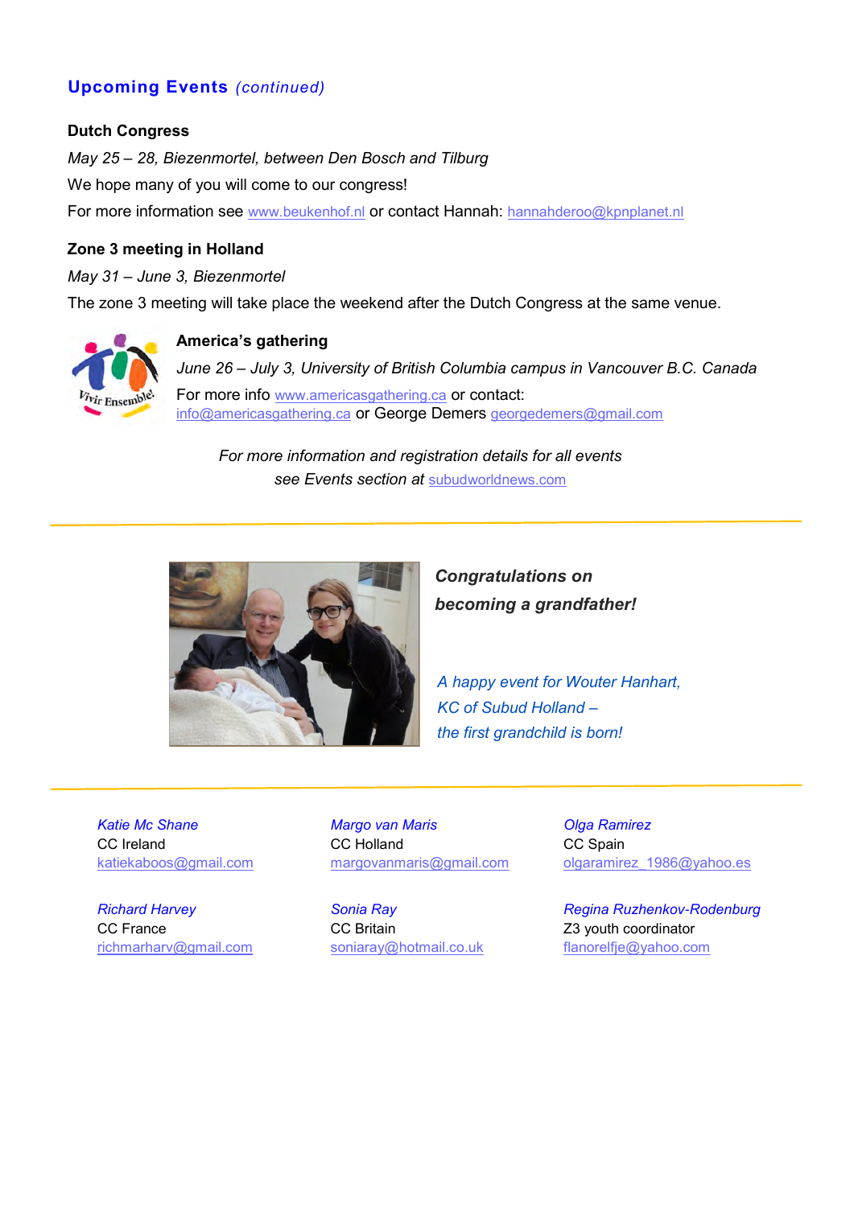## Upcoming Events *(continued)*

**Dutch Congress**

*May 25 – 28, Biezenmortel, between Den Bosch and Tilburg*

We hope many of you will come to our congress!

For more information see www.beukenhof.nl or contact Hannah: hannahderoo@kpnplanet.nl

**Zone 3 meeting in Holland**

*May 31 – June 3, Biezenmortel*

The zone 3 meeting will take place the weekend after the Dutch Congress at the same venue.

**America's gathering**

*June 26 – July 3, University of British Columbia campus in Vancouver B.C. Canada*

For more info www.americasgathering.ca or contact: info@americasgathering.ca or George Demers georgedemers@gmail.com

*For more information and registration details for all events see Events section at* subudworldnews.com

***Congratulations on becoming a grandfather!***

*A happy event for Wouter Hanhart, KC of Subud Holland – the first grandchild is born!*

*Katie Mc Shane*
CC Ireland
katiekaboos@gmail.com

*Richard Harvey*
CC France
richmarharv@gmail.com

*Margo van Maris*
CC Holland
margovanmaris@gmail.com

*Sonia Ray*
CC Britain
soniaray@hotmail.co.uk

*Olga Ramirez*
CC Spain
olgaramirez_1986@yahoo.es

*Regina Ruzhenkov-Rodenburg*
Z3 youth coordinator
flanorelfje@yahoo.com